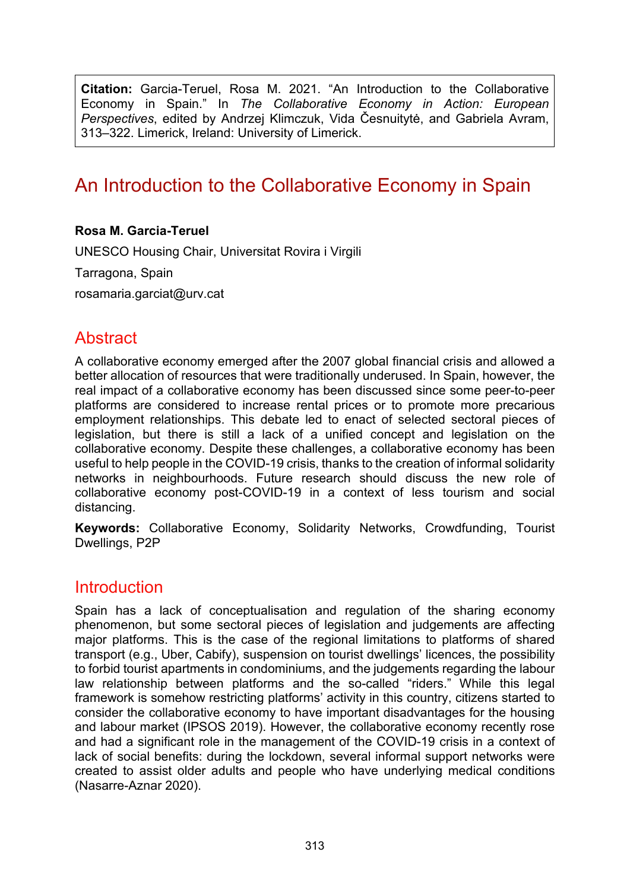**Citation:** Garcia-Teruel, Rosa M. 2021. "An Introduction to the Collaborative Economy in Spain." In *The Collaborative Economy in Action: European Perspectives*, edited by Andrzej Klimczuk, Vida Česnuitytė, and Gabriela Avram, 313–322. Limerick, Ireland: University of Limerick.

# An Introduction to the Collaborative Economy in Spain

**Rosa M. Garcia-Teruel**

UNESCO Housing Chair, Universitat Rovira i Virgili

Tarragona, Spain

rosamaria.garciat@urv.cat

## Abstract

A collaborative economy emerged after the 2007 global financial crisis and allowed a better allocation of resources that were traditionally underused. In Spain, however, the real impact of a collaborative economy has been discussed since some peer-to-peer platforms are considered to increase rental prices or to promote more precarious employment relationships. This debate led to enact of selected sectoral pieces of legislation, but there is still a lack of a unified concept and legislation on the collaborative economy. Despite these challenges, a collaborative economy has been useful to help people in the COVID-19 crisis, thanks to the creation of informal solidarity networks in neighbourhoods. Future research should discuss the new role of collaborative economy post-COVID-19 in a context of less tourism and social distancing.

**Keywords:** Collaborative Economy, Solidarity Networks, Crowdfunding, Tourist Dwellings, P2P

## Introduction

Spain has a lack of conceptualisation and regulation of the sharing economy phenomenon, but some sectoral pieces of legislation and judgements are affecting major platforms. This is the case of the regional limitations to platforms of shared transport (e.g., Uber, Cabify), suspension on tourist dwellings' licences, the possibility to forbid tourist apartments in condominiums, and the judgements regarding the labour law relationship between platforms and the so-called "riders." While this legal framework is somehow restricting platforms' activity in this country, citizens started to consider the collaborative economy to have important disadvantages for the housing and labour market (IPSOS 2019). However, the collaborative economy recently rose and had a significant role in the management of the COVID-19 crisis in a context of lack of social benefits: during the lockdown, several informal support networks were created to assist older adults and people who have underlying medical conditions (Nasarre-Aznar 2020).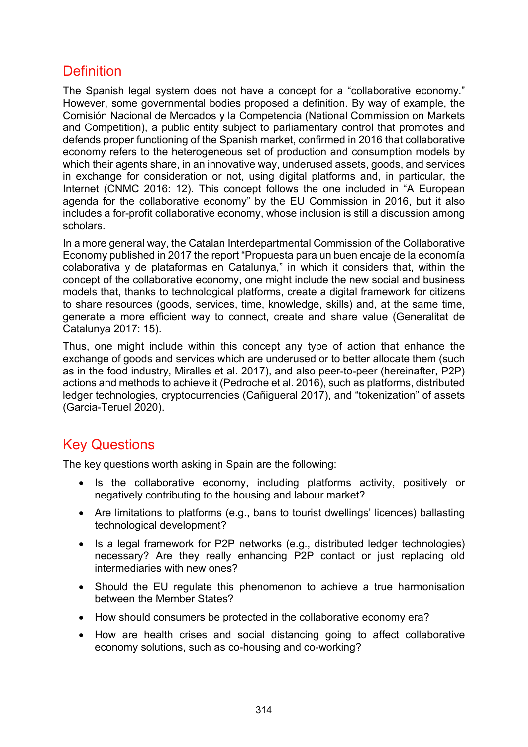## Definition

The Spanish legal system does not have a concept for a "collaborative economy." However, some governmental bodies proposed a definition. By way of example, the Comisión Nacional de Mercados y la Competencia (National Commission on Markets and Competition), a public entity subject to parliamentary control that promotes and defends proper functioning of the Spanish market, confirmed in 2016 that collaborative economy refers to the heterogeneous set of production and consumption models by which their agents share, in an innovative way, underused assets, goods, and services in exchange for consideration or not, using digital platforms and, in particular, the Internet (CNMC 2016: 12). This concept follows the one included in "A European agenda for the collaborative economy" by the EU Commission in 2016, but it also includes a for-profit collaborative economy, whose inclusion is still a discussion among scholars.

In a more general way, the Catalan Interdepartmental Commission of the Collaborative Economy published in 2017 the report "Propuesta para un buen encaje de la economía colaborativa y de plataformas en Catalunya," in which it considers that, within the concept of the collaborative economy, one might include the new social and business models that, thanks to technological platforms, create a digital framework for citizens to share resources (goods, services, time, knowledge, skills) and, at the same time, generate a more efficient way to connect, create and share value (Generalitat de Catalunya 2017: 15).

Thus, one might include within this concept any type of action that enhance the exchange of goods and services which are underused or to better allocate them (such as in the food industry, Miralles et al. 2017), and also peer-to-peer (hereinafter, P2P) actions and methods to achieve it (Pedroche et al. 2016), such as platforms, distributed ledger technologies, cryptocurrencies (Cañigueral 2017), and "tokenization" of assets (Garcia-Teruel 2020).

## Key Questions

The key questions worth asking in Spain are the following:

- Is the collaborative economy, including platforms activity, positively or negatively contributing to the housing and labour market?
- Are limitations to platforms (e.g., bans to tourist dwellings' licences) ballasting technological development?
- Is a legal framework for P2P networks (e.g., distributed ledger technologies) necessary? Are they really enhancing P2P contact or just replacing old intermediaries with new ones?
- Should the EU regulate this phenomenon to achieve a true harmonisation between the Member States?
- How should consumers be protected in the collaborative economy era?
- How are health crises and social distancing going to affect collaborative economy solutions, such as co-housing and co-working?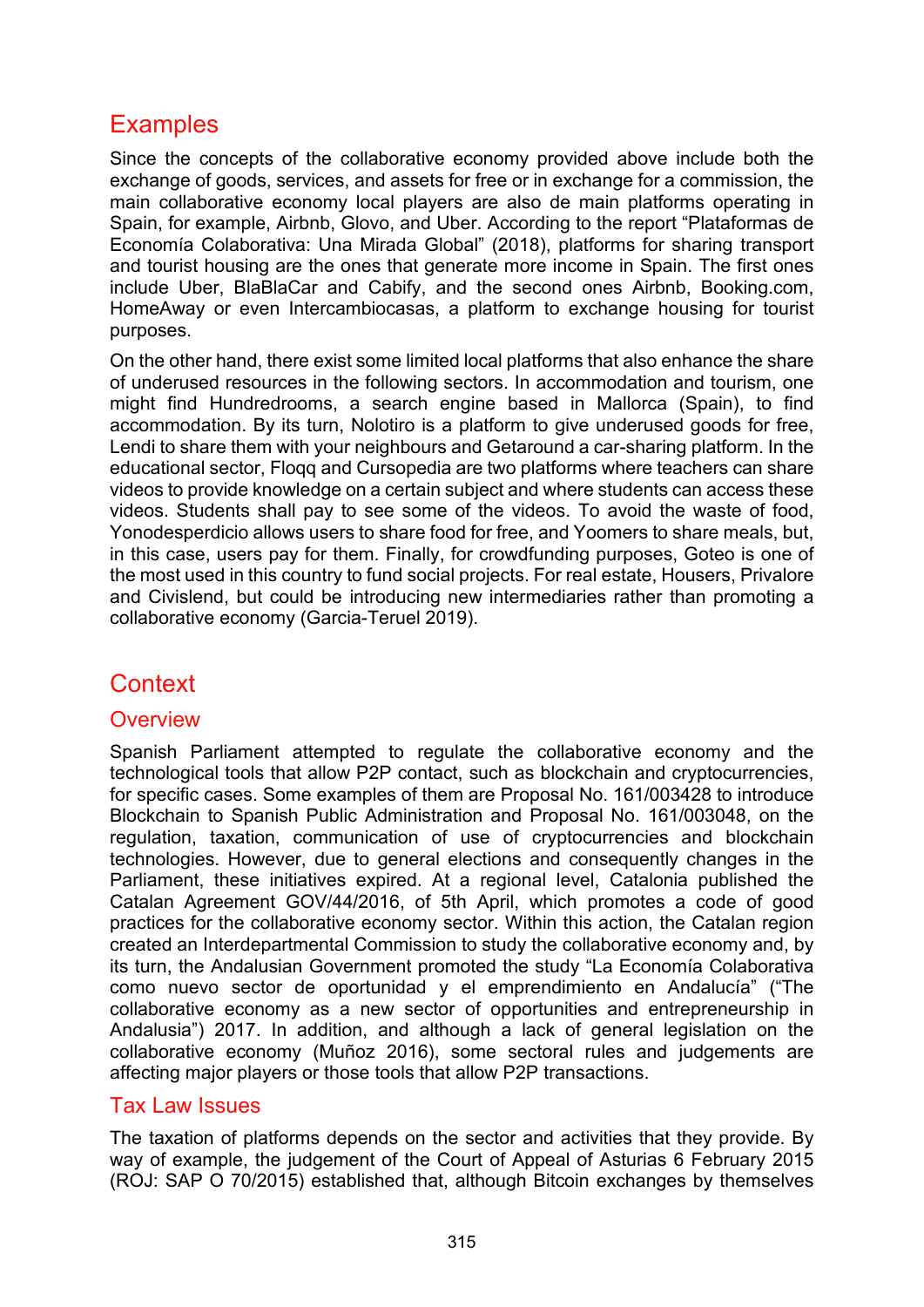## Examples

Since the concepts of the collaborative economy provided above include both the exchange of goods, services, and assets for free or in exchange for a commission, the main collaborative economy local players are also de main platforms operating in Spain, for example, Airbnb, Glovo, and Uber. According to the report "Plataformas de Economía Colaborativa: Una Mirada Global" (2018), platforms for sharing transport and tourist housing are the ones that generate more income in Spain. The first ones include Uber, BlaBlaCar and Cabify, and the second ones Airbnb, Booking.com, HomeAway or even Intercambiocasas, a platform to exchange housing for tourist purposes.

On the other hand, there exist some limited local platforms that also enhance the share of underused resources in the following sectors. In accommodation and tourism, one might find Hundredrooms, a search engine based in Mallorca (Spain), to find accommodation. By its turn, Nolotiro is a platform to give underused goods for free, Lendi to share them with your neighbours and Getaround a car-sharing platform. In the educational sector, Floqq and Cursopedia are two platforms where teachers can share videos to provide knowledge on a certain subject and where students can access these videos. Students shall pay to see some of the videos. To avoid the waste of food, Yonodesperdicio allows users to share food for free, and Yoomers to share meals, but, in this case, users pay for them. Finally, for crowdfunding purposes, Goteo is one of the most used in this country to fund social projects. For real estate, Housers, Privalore and Civislend, but could be introducing new intermediaries rather than promoting a collaborative economy (Garcia-Teruel 2019).

## Context

### Overview

Spanish Parliament attempted to regulate the collaborative economy and the technological tools that allow P2P contact, such as blockchain and cryptocurrencies, for specific cases. Some examples of them are Proposal No. 161/003428 to introduce Blockchain to Spanish Public Administration and Proposal No. 161/003048, on the regulation, taxation, communication of use of cryptocurrencies and blockchain technologies. However, due to general elections and consequently changes in the Parliament, these initiatives expired. At a regional level, Catalonia published the Catalan Agreement GOV/44/2016, of 5th April, which promotes a code of good practices for the collaborative economy sector. Within this action, the Catalan region created an Interdepartmental Commission to study the collaborative economy and, by its turn, the Andalusian Government promoted the study "La Economía Colaborativa como nuevo sector de oportunidad y el emprendimiento en Andalucía" ("The collaborative economy as a new sector of opportunities and entrepreneurship in Andalusia") 2017. In addition, and although a lack of general legislation on the collaborative economy (Muñoz 2016), some sectoral rules and judgements are affecting major players or those tools that allow P2P transactions.

### Tax Law Issues

The taxation of platforms depends on the sector and activities that they provide. By way of example, the judgement of the Court of Appeal of Asturias 6 February 2015 (ROJ: SAP O 70/2015) established that, although Bitcoin exchanges by themselves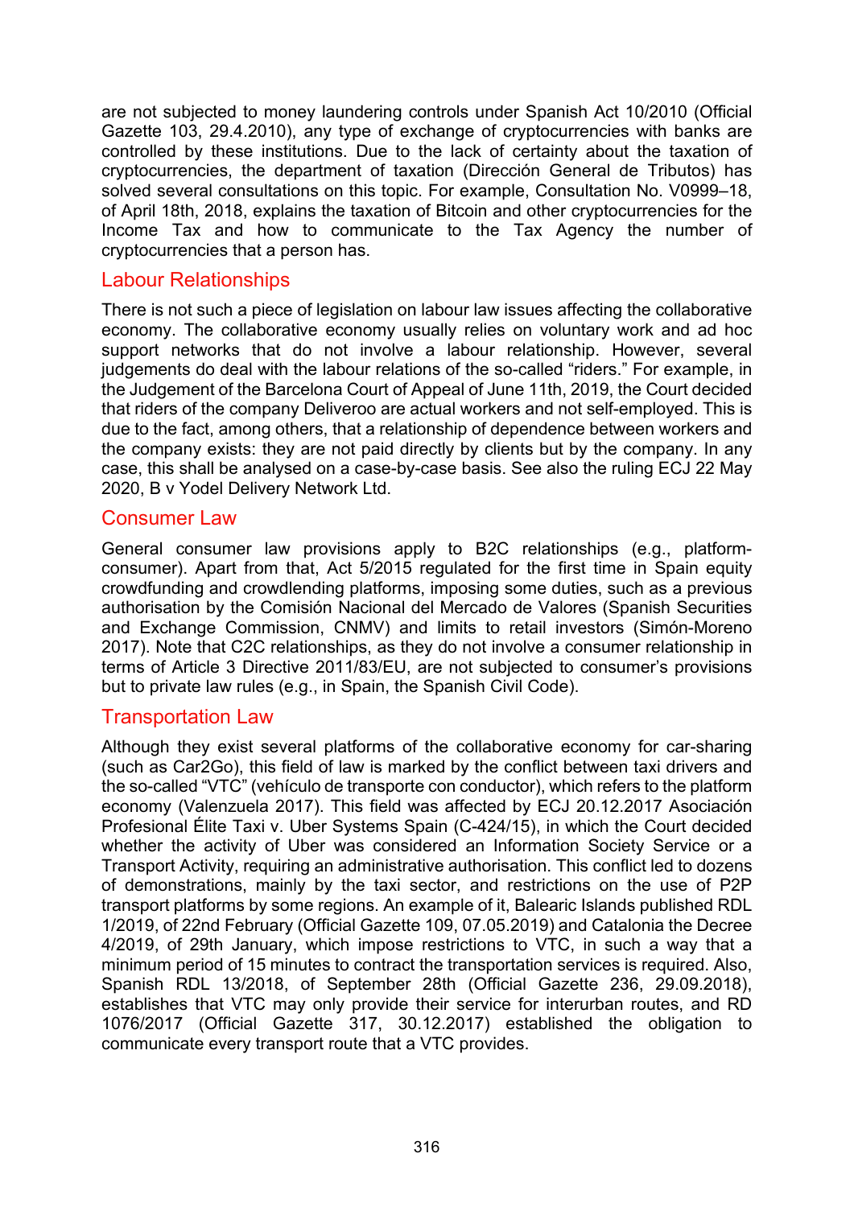are not subjected to money laundering controls under Spanish Act 10/2010 (Official Gazette 103, 29.4.2010), any type of exchange of cryptocurrencies with banks are controlled by these institutions. Due to the lack of certainty about the taxation of cryptocurrencies, the department of taxation (Dirección General de Tributos) has solved several consultations on this topic. For example, Consultation No. V0999–18, of April 18th, 2018, explains the taxation of Bitcoin and other cryptocurrencies for the Income Tax and how to communicate to the Tax Agency the number of cryptocurrencies that a person has.

## Labour Relationships

There is not such a piece of legislation on labour law issues affecting the collaborative economy. The collaborative economy usually relies on voluntary work and ad hoc support networks that do not involve a labour relationship. However, several judgements do deal with the labour relations of the so-called "riders." For example, in the Judgement of the Barcelona Court of Appeal of June 11th, 2019, the Court decided that riders of the company Deliveroo are actual workers and not self-employed. This is due to the fact, among others, that a relationship of dependence between workers and the company exists: they are not paid directly by clients but by the company. In any case, this shall be analysed on a case-by-case basis. See also the ruling ECJ 22 May 2020, B v Yodel Delivery Network Ltd.

## Consumer Law

General consumer law provisions apply to B2C relationships (e.g., platform-consumer). Apart from that, Act 5/2015 regulated for the first time in Spain equity crowdfunding and crowdlending platforms, imposing some duties, such as a previous authorisation by the Comisión Nacional del Mercado de Valores (Spanish Securities and Exchange Commission, CNMV) and limits to retail investors (Simón-Moreno 2017). Note that C2C relationships, as they do not involve a consumer relationship in terms of Article 3 Directive 2011/83/EU, are not subjected to consumer's provisions but to private law rules (e.g., in Spain, the Spanish Civil Code).

## Transportation Law

Although they exist several platforms of the collaborative economy for car-sharing (such as Car2Go), this field of law is marked by the conflict between taxi drivers and the so-called "VTC" (vehículo de transporte con conductor), which refers to the platform economy (Valenzuela 2017). This field was affected by ECJ 20.12.2017 Asociación Profesional Élite Taxi v. Uber Systems Spain (C-424/15), in which the Court decided whether the activity of Uber was considered an Information Society Service or a Transport Activity, requiring an administrative authorisation. This conflict led to dozens of demonstrations, mainly by the taxi sector, and restrictions on the use of P2P transport platforms by some regions. An example of it, Balearic Islands published RDL 1/2019, of 22nd February (Official Gazette 109, 07.05.2019) and Catalonia the Decree 4/2019, of 29th January, which impose restrictions to VTC, in such a way that a minimum period of 15 minutes to contract the transportation services is required. Also, Spanish RDL 13/2018, of September 28th (Official Gazette 236, 29.09.2018), establishes that VTC may only provide their service for interurban routes, and RD 1076/2017 (Official Gazette 317, 30.12.2017) established the obligation to communicate every transport route that a VTC provides.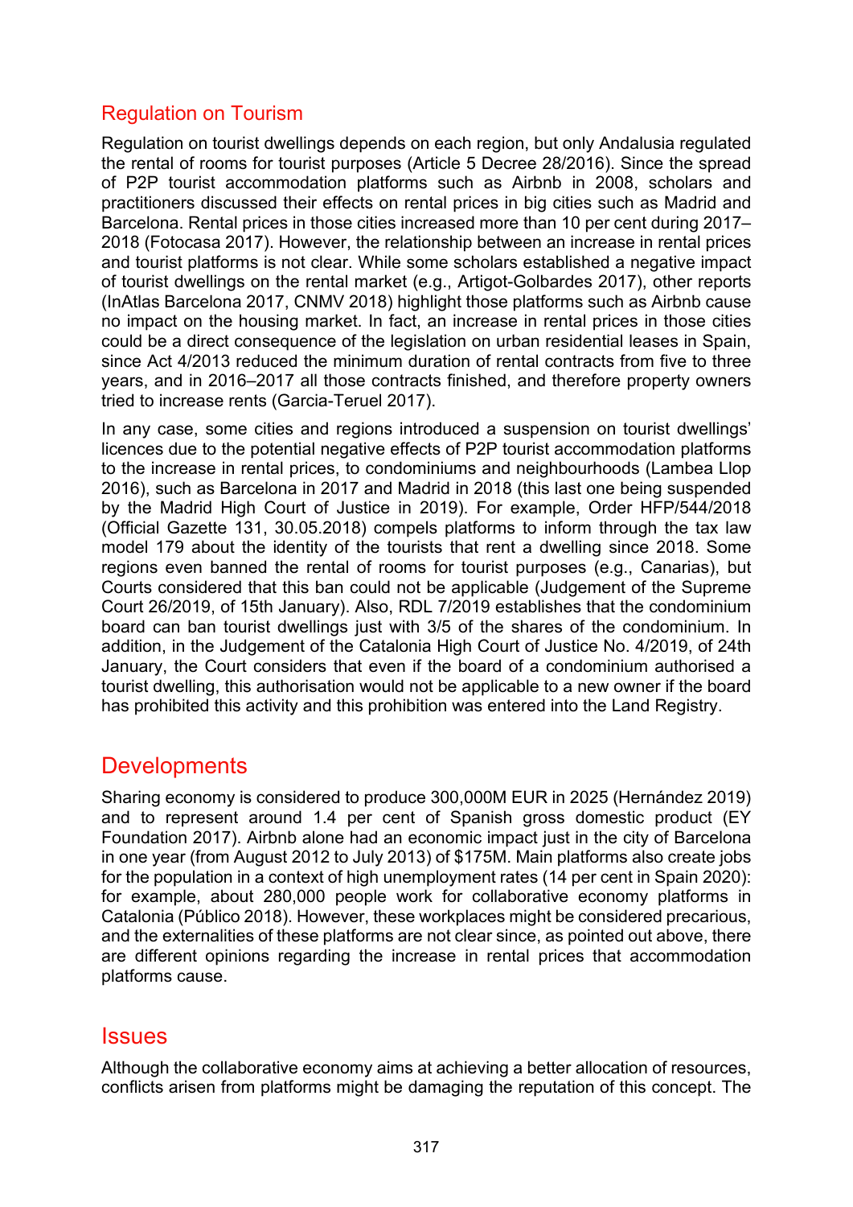### Regulation on Tourism

Regulation on tourist dwellings depends on each region, but only Andalusia regulated the rental of rooms for tourist purposes (Article 5 Decree 28/2016). Since the spread of P2P tourist accommodation platforms such as Airbnb in 2008, scholars and practitioners discussed their effects on rental prices in big cities such as Madrid and Barcelona. Rental prices in those cities increased more than 10 per cent during 2017–2018 (Fotocasa 2017). However, the relationship between an increase in rental prices and tourist platforms is not clear. While some scholars established a negative impact of tourist dwellings on the rental market (e.g., Artigot-Golbardes 2017), other reports (InAtlas Barcelona 2017, CNMV 2018) highlight those platforms such as Airbnb cause no impact on the housing market. In fact, an increase in rental prices in those cities could be a direct consequence of the legislation on urban residential leases in Spain, since Act 4/2013 reduced the minimum duration of rental contracts from five to three years, and in 2016–2017 all those contracts finished, and therefore property owners tried to increase rents (Garcia-Teruel 2017).

In any case, some cities and regions introduced a suspension on tourist dwellings' licences due to the potential negative effects of P2P tourist accommodation platforms to the increase in rental prices, to condominiums and neighbourhoods (Lambea Llop 2016), such as Barcelona in 2017 and Madrid in 2018 (this last one being suspended by the Madrid High Court of Justice in 2019). For example, Order HFP/544/2018 (Official Gazette 131, 30.05.2018) compels platforms to inform through the tax law model 179 about the identity of the tourists that rent a dwelling since 2018. Some regions even banned the rental of rooms for tourist purposes (e.g., Canarias), but Courts considered that this ban could not be applicable (Judgement of the Supreme Court 26/2019, of 15th January). Also, RDL 7/2019 establishes that the condominium board can ban tourist dwellings just with 3/5 of the shares of the condominium. In addition, in the Judgement of the Catalonia High Court of Justice No. 4/2019, of 24th January, the Court considers that even if the board of a condominium authorised a tourist dwelling, this authorisation would not be applicable to a new owner if the board has prohibited this activity and this prohibition was entered into the Land Registry.

## Developments

Sharing economy is considered to produce 300,000M EUR in 2025 (Hernández 2019) and to represent around 1.4 per cent of Spanish gross domestic product (EY Foundation 2017). Airbnb alone had an economic impact just in the city of Barcelona in one year (from August 2012 to July 2013) of $175M. Main platforms also create jobs for the population in a context of high unemployment rates (14 per cent in Spain 2020): for example, about 280,000 people work for collaborative economy platforms in Catalonia (Público 2018). However, these workplaces might be considered precarious, and the externalities of these platforms are not clear since, as pointed out above, there are different opinions regarding the increase in rental prices that accommodation platforms cause.

## Issues

Although the collaborative economy aims at achieving a better allocation of resources, conflicts arisen from platforms might be damaging the reputation of this concept. The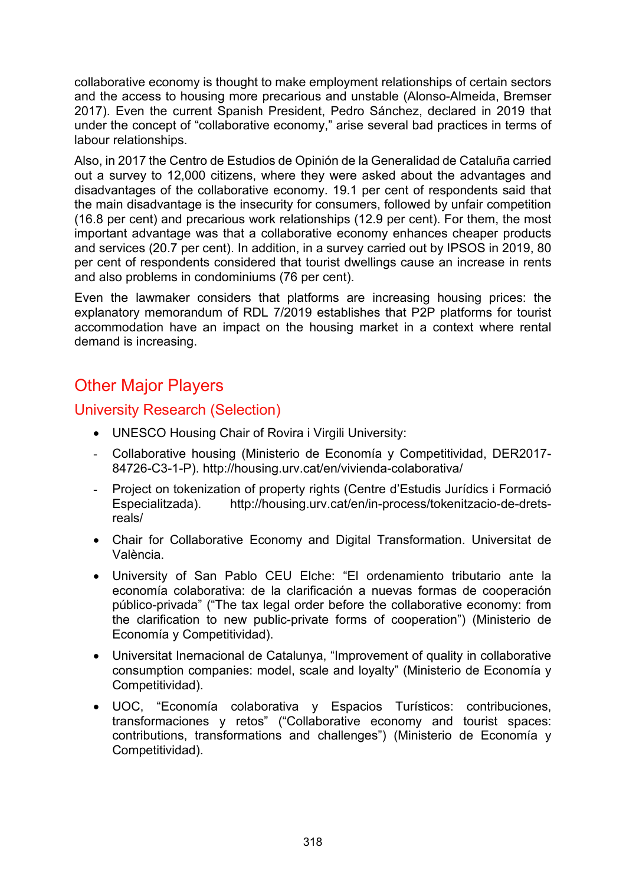collaborative economy is thought to make employment relationships of certain sectors and the access to housing more precarious and unstable (Alonso-Almeida, Bremser 2017). Even the current Spanish President, Pedro Sánchez, declared in 2019 that under the concept of "collaborative economy," arise several bad practices in terms of labour relationships.

Also, in 2017 the Centro de Estudios de Opinión de la Generalidad de Cataluña carried out a survey to 12,000 citizens, where they were asked about the advantages and disadvantages of the collaborative economy. 19.1 per cent of respondents said that the main disadvantage is the insecurity for consumers, followed by unfair competition (16.8 per cent) and precarious work relationships (12.9 per cent). For them, the most important advantage was that a collaborative economy enhances cheaper products and services (20.7 per cent). In addition, in a survey carried out by IPSOS in 2019, 80 per cent of respondents considered that tourist dwellings cause an increase in rents and also problems in condominiums (76 per cent).

Even the lawmaker considers that platforms are increasing housing prices: the explanatory memorandum of RDL 7/2019 establishes that P2P platforms for tourist accommodation have an impact on the housing market in a context where rental demand is increasing.

## Other Major Players

### University Research (Selection)

- UNESCO Housing Chair of Rovira i Virgili University:
  - Collaborative housing (Ministerio de Economía y Competitividad, DER2017-84726-C3-1-P). http://housing.urv.cat/en/vivienda-colaborativa/
  - Project on tokenization of property rights (Centre d'Estudis Jurídics i Formació Especialitzada). http://housing.urv.cat/en/in-process/tokenitzacio-de-drets-reals/
- Chair for Collaborative Economy and Digital Transformation. Universitat de València.
- University of San Pablo CEU Elche: "El ordenamiento tributario ante la economía colaborativa: de la clarificación a nuevas formas de cooperación público-privada" ("The tax legal order before the collaborative economy: from the clarification to new public-private forms of cooperation") (Ministerio de Economía y Competitividad).
- Universitat Inernacional de Catalunya, "Improvement of quality in collaborative consumption companies: model, scale and loyalty" (Ministerio de Economía y Competitividad).
- UOC, "Economía colaborativa y Espacios Turísticos: contribuciones, transformaciones y retos" ("Collaborative economy and tourist spaces: contributions, transformations and challenges") (Ministerio de Economía y Competitividad).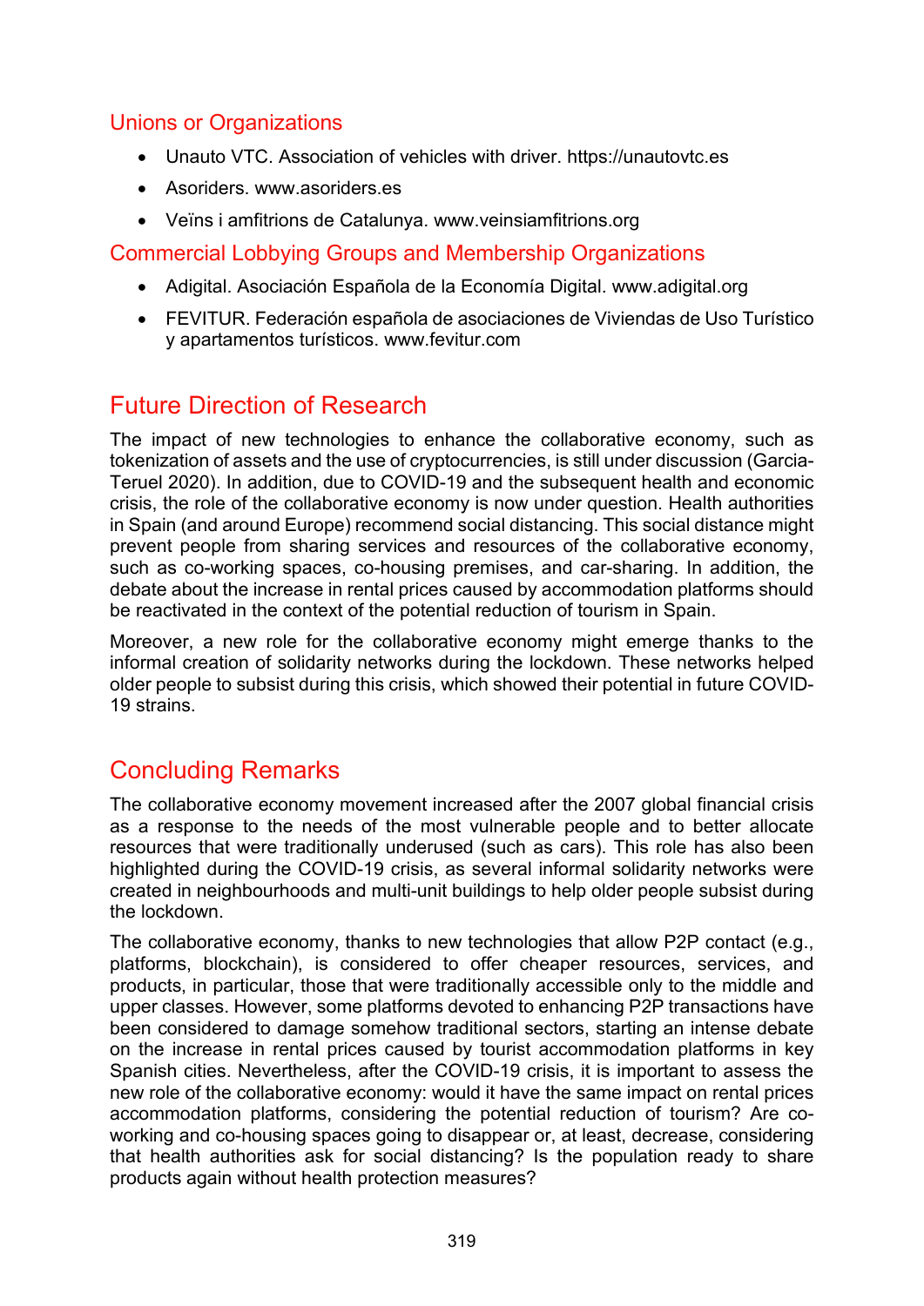### Unions or Organizations

- Unauto VTC. Association of vehicles with driver. https://unautovtc.es
- Asoriders. www.asoriders.es
- Veïns i amfitrions de Catalunya. www.veinsiamfitrions.org

### Commercial Lobbying Groups and Membership Organizations

- Adigital. Asociación Española de la Economía Digital. www.adigital.org
- FEVITUR. Federación española de asociaciones de Viviendas de Uso Turístico y apartamentos turísticos. www.fevitur.com

## Future Direction of Research

The impact of new technologies to enhance the collaborative economy, such as tokenization of assets and the use of cryptocurrencies, is still under discussion (Garcia-Teruel 2020). In addition, due to COVID-19 and the subsequent health and economic crisis, the role of the collaborative economy is now under question. Health authorities in Spain (and around Europe) recommend social distancing. This social distance might prevent people from sharing services and resources of the collaborative economy, such as co-working spaces, co-housing premises, and car-sharing. In addition, the debate about the increase in rental prices caused by accommodation platforms should be reactivated in the context of the potential reduction of tourism in Spain.

Moreover, a new role for the collaborative economy might emerge thanks to the informal creation of solidarity networks during the lockdown. These networks helped older people to subsist during this crisis, which showed their potential in future COVID-19 strains.

## Concluding Remarks

The collaborative economy movement increased after the 2007 global financial crisis as a response to the needs of the most vulnerable people and to better allocate resources that were traditionally underused (such as cars). This role has also been highlighted during the COVID-19 crisis, as several informal solidarity networks were created in neighbourhoods and multi-unit buildings to help older people subsist during the lockdown.

The collaborative economy, thanks to new technologies that allow P2P contact (e.g., platforms, blockchain), is considered to offer cheaper resources, services, and products, in particular, those that were traditionally accessible only to the middle and upper classes. However, some platforms devoted to enhancing P2P transactions have been considered to damage somehow traditional sectors, starting an intense debate on the increase in rental prices caused by tourist accommodation platforms in key Spanish cities. Nevertheless, after the COVID-19 crisis, it is important to assess the new role of the collaborative economy: would it have the same impact on rental prices accommodation platforms, considering the potential reduction of tourism? Are co-working and co-housing spaces going to disappear or, at least, decrease, considering that health authorities ask for social distancing? Is the population ready to share products again without health protection measures?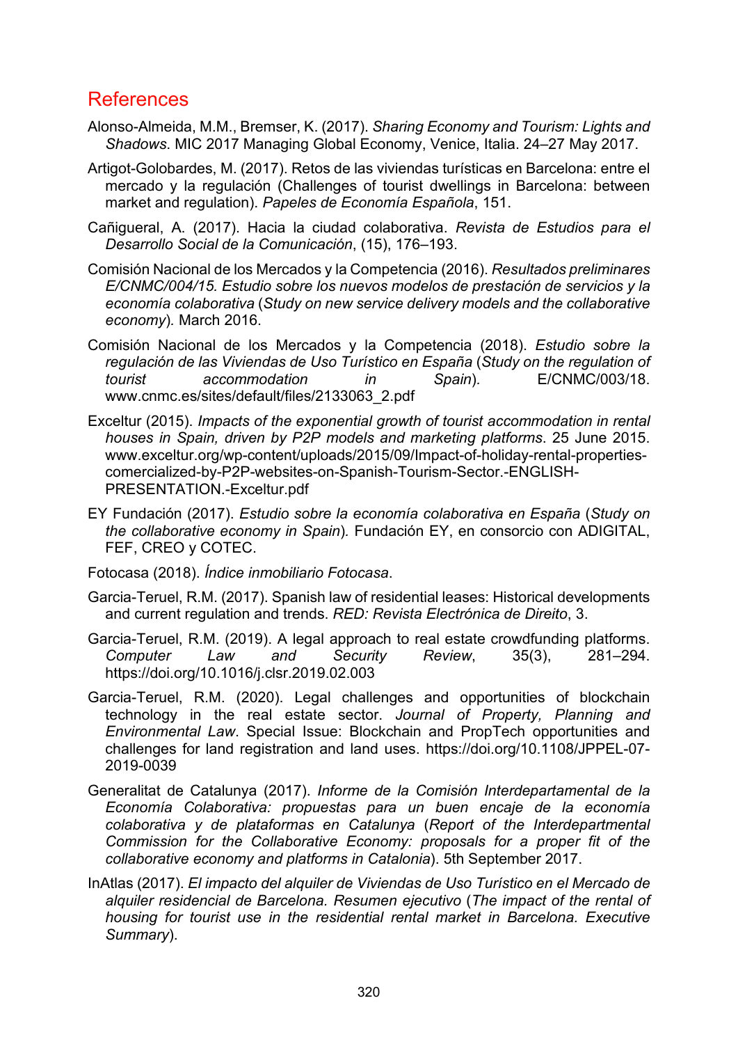## References

Alonso-Almeida, M.M., Bremser, K. (2017). *Sharing Economy and Tourism: Lights and Shadows*. MIC 2017 Managing Global Economy, Venice, Italia. 24–27 May 2017.

Artigot-Golobardes, M. (2017). Retos de las viviendas turísticas en Barcelona: entre el mercado y la regulación (Challenges of tourist dwellings in Barcelona: between market and regulation). *Papeles de Economía Española*, 151.

Cañigueral, A. (2017). Hacia la ciudad colaborativa. *Revista de Estudios para el Desarrollo Social de la Comunicación*, (15), 176–193.

Comisión Nacional de los Mercados y la Competencia (2016). *Resultados preliminares E/CNMC/004/15. Estudio sobre los nuevos modelos de prestación de servicios y la economía colaborativa* (*Study on new service delivery models and the collaborative economy*). March 2016.

Comisión Nacional de los Mercados y la Competencia (2018). *Estudio sobre la regulación de las Viviendas de Uso Turístico en España* (*Study on the regulation of tourist accommodation in Spain*). E/CNMC/003/18. www.cnmc.es/sites/default/files/2133063_2.pdf

Exceltur (2015). *Impacts of the exponential growth of tourist accommodation in rental houses in Spain, driven by P2P models and marketing platforms*. 25 June 2015. www.exceltur.org/wp-content/uploads/2015/09/Impact-of-holiday-rental-properties-comercialized-by-P2P-websites-on-Spanish-Tourism-Sector.-ENGLISH-PRESENTATION.-Exceltur.pdf

EY Fundación (2017). *Estudio sobre la economía colaborativa en España* (*Study on the collaborative economy in Spain*). Fundación EY, en consorcio con ADIGITAL, FEF, CREO y COTEC.

Fotocasa (2018). *Índice inmobiliario Fotocasa*.

Garcia-Teruel, R.M. (2017). Spanish law of residential leases: Historical developments and current regulation and trends. *RED: Revista Electrónica de Direito*, 3.

Garcia-Teruel, R.M. (2019). A legal approach to real estate crowdfunding platforms. *Computer Law and Security Review*, 35(3), 281–294. https://doi.org/10.1016/j.clsr.2019.02.003

Garcia-Teruel, R.M. (2020). Legal challenges and opportunities of blockchain technology in the real estate sector. *Journal of Property, Planning and Environmental Law*. Special Issue: Blockchain and PropTech opportunities and challenges for land registration and land uses. https://doi.org/10.1108/JPPEL-07-2019-0039

Generalitat de Catalunya (2017). *Informe de la Comisión Interdepartamental de la Economía Colaborativa: propuestas para un buen encaje de la economía colaborativa y de plataformas en Catalunya* (*Report of the Interdepartmental Commission for the Collaborative Economy: proposals for a proper fit of the collaborative economy and platforms in Catalonia*). 5th September 2017.

InAtlas (2017). *El impacto del alquiler de Viviendas de Uso Turístico en el Mercado de alquiler residencial de Barcelona. Resumen ejecutivo* (*The impact of the rental of housing for tourist use in the residential rental market in Barcelona. Executive Summary*).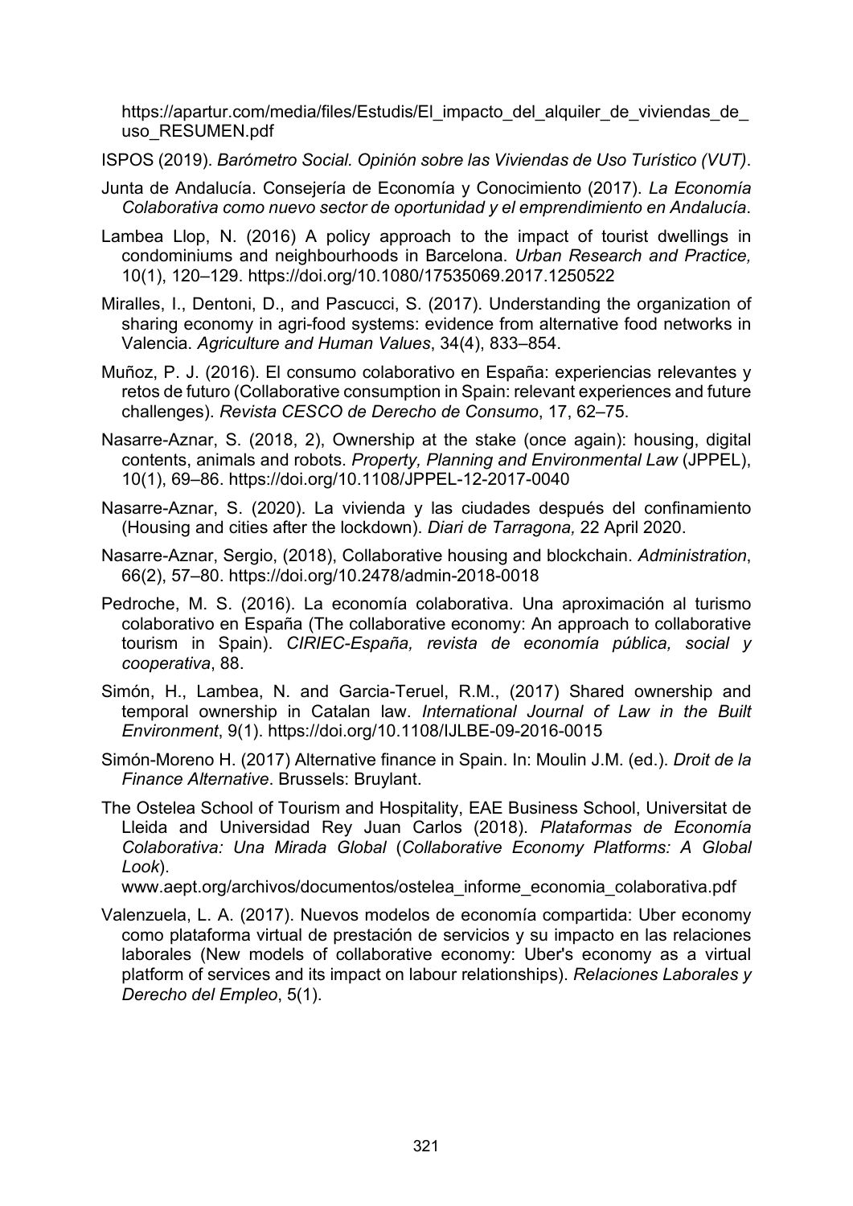https://apartur.com/media/files/Estudis/El_impacto_del_alquiler_de_viviendas_de_uso_RESUMEN.pdf

ISPOS (2019). *Barómetro Social. Opinión sobre las Viviendas de Uso Turístico (VUT)*.

Junta de Andalucía. Consejería de Economía y Conocimiento (2017). *La Economía Colaborativa como nuevo sector de oportunidad y el emprendimiento en Andalucía*.

Lambea Llop, N. (2016) A policy approach to the impact of tourist dwellings in condominiums and neighbourhoods in Barcelona. *Urban Research and Practice,* 10(1), 120–129. https://doi.org/10.1080/17535069.2017.1250522

Miralles, I., Dentoni, D., and Pascucci, S. (2017). Understanding the organization of sharing economy in agri-food systems: evidence from alternative food networks in Valencia. *Agriculture and Human Values*, 34(4), 833–854.

Muñoz, P. J. (2016). El consumo colaborativo en España: experiencias relevantes y retos de futuro (Collaborative consumption in Spain: relevant experiences and future challenges). *Revista CESCO de Derecho de Consumo*, 17, 62–75.

Nasarre-Aznar, S. (2018, 2), Ownership at the stake (once again): housing, digital contents, animals and robots. *Property, Planning and Environmental Law* (JPPEL), 10(1), 69–86. https://doi.org/10.1108/JPPEL-12-2017-0040

Nasarre-Aznar, S. (2020). La vivienda y las ciudades después del confinamiento (Housing and cities after the lockdown). *Diari de Tarragona,* 22 April 2020.

Nasarre-Aznar, Sergio, (2018), Collaborative housing and blockchain. *Administration*, 66(2), 57–80. https://doi.org/10.2478/admin-2018-0018

Pedroche, M. S. (2016). La economía colaborativa. Una aproximación al turismo colaborativo en España (The collaborative economy: An approach to collaborative tourism in Spain). *CIRIEC-España, revista de economía pública, social y cooperativa*, 88.

Simón, H., Lambea, N. and Garcia-Teruel, R.M., (2017) Shared ownership and temporal ownership in Catalan law. *International Journal of Law in the Built Environment*, 9(1). https://doi.org/10.1108/IJLBE-09-2016-0015

Simón-Moreno H. (2017) Alternative finance in Spain. In: Moulin J.M. (ed.). *Droit de la Finance Alternative*. Brussels: Bruylant.

The Ostelea School of Tourism and Hospitality, EAE Business School, Universitat de Lleida and Universidad Rey Juan Carlos (2018). *Plataformas de Economía Colaborativa: Una Mirada Global* (*Collaborative Economy Platforms: A Global Look*). www.aept.org/archivos/documentos/ostelea_informe_economia_colaborativa.pdf

Valenzuela, L. A. (2017). Nuevos modelos de economía compartida: Uber economy como plataforma virtual de prestación de servicios y su impacto en las relaciones laborales (New models of collaborative economy: Uber's economy as a virtual platform of services and its impact on labour relationships). *Relaciones Laborales y Derecho del Empleo*, 5(1).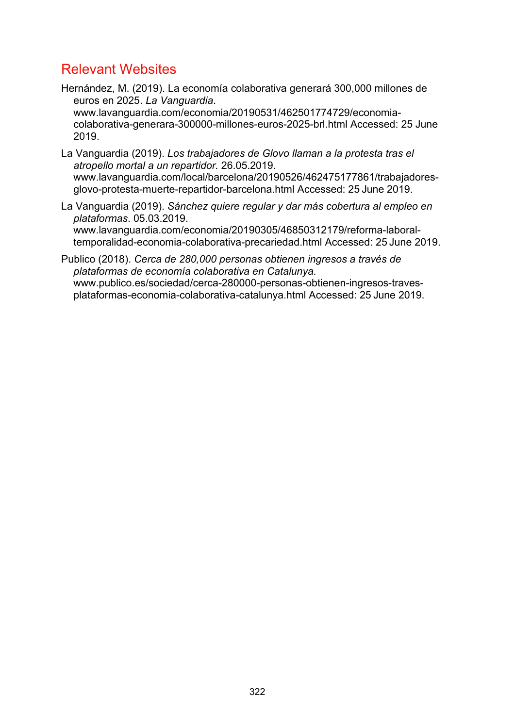## Relevant Websites

Hernández, M. (2019). La economía colaborativa generará 300,000 millones de euros en 2025. *La Vanguardia*. www.lavanguardia.com/economia/20190531/462501774729/economia-colaborativa-generara-300000-millones-euros-2025-brl.html Accessed: 25 June 2019.

La Vanguardia (2019). *Los trabajadores de Glovo llaman a la protesta tras el atropello mortal a un repartidor.* 26.05.2019. www.lavanguardia.com/local/barcelona/20190526/462475177861/trabajadores-glovo-protesta-muerte-repartidor-barcelona.html Accessed: 25 June 2019.

La Vanguardia (2019). *Sánchez quiere regular y dar más cobertura al empleo en plataformas*. 05.03.2019. www.lavanguardia.com/economia/20190305/46850312179/reforma-laboral-temporalidad-economia-colaborativa-precariedad.html Accessed: 25 June 2019.

Publico (2018). *Cerca de 280,000 personas obtienen ingresos a través de plataformas de economía colaborativa en Catalunya.* www.publico.es/sociedad/cerca-280000-personas-obtienen-ingresos-traves-plataformas-economia-colaborativa-catalunya.html Accessed: 25 June 2019.